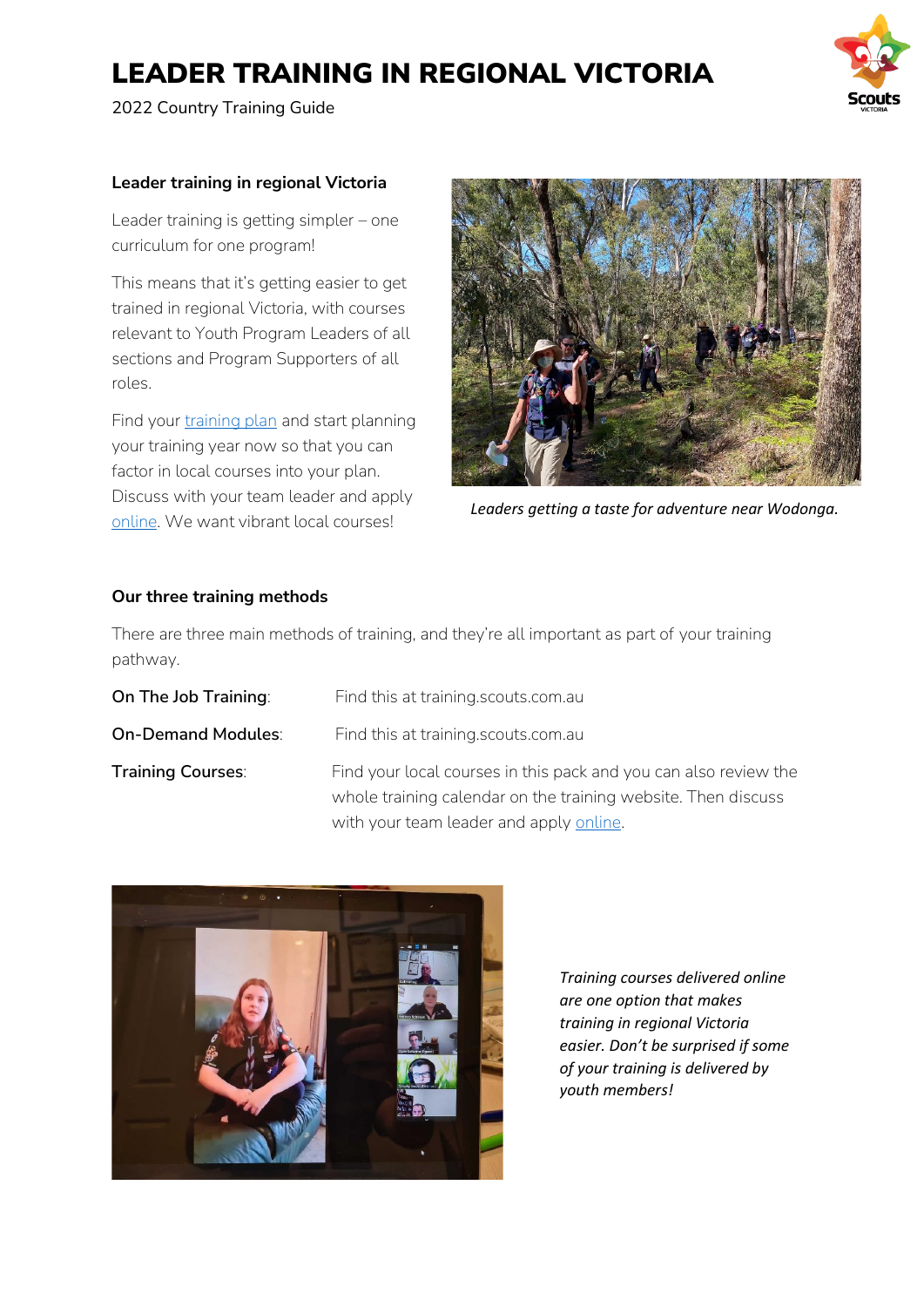# LEADER TRAINING IN REGIONAL VICTORIA

2022 Country Training Guide

### Leader training in regional Victoria

Leader training is getting simpler – one curriculum for one program!

This means that it's getting easier to get trained in regional Victoria, with courses relevant to Youth Program Leaders of all sections and Program Supporters of all roles.

Find your training plan and start planning your training year now so that you can factor in local courses into your plan. Discuss with your team leader and apply online. We want vibrant local courses!

*Leaders getting a taste for adventure near Wodonga.*

### Our three training methods

There are three main methods of training, and they're all important as part of your training pathway.

| | |
|---|---|
| **On The Job Training**: | Find this at training.scouts.com.au |
| **On-Demand Modules**: | Find this at training.scouts.com.au |
| **Training Courses**: | Find your local courses in this pack and you can also review the whole training calendar on the training website. Then discuss with your team leader and apply online. |

*Training courses delivered online are one option that makes training in regional Victoria easier. Don't be surprised if some of your training is delivered by youth members!*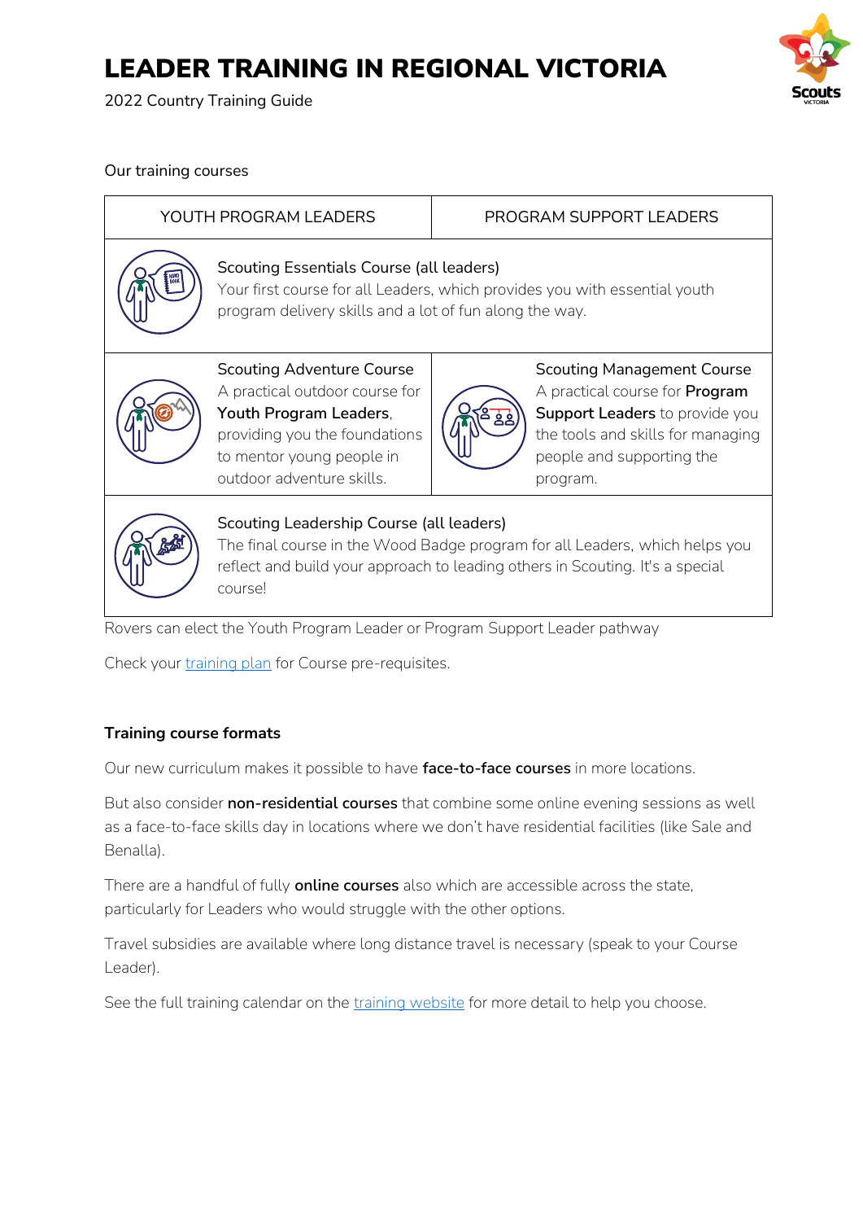# LEADER TRAINING IN REGIONAL VICTORIA

2022 Country Training Guide

Our training courses

| YOUTH PROGRAM LEADERS | PROGRAM SUPPORT LEADERS |
| --- | --- |
| Scouting Essentials Course (all leaders)<br>Your first course for all Leaders, which provides you with essential youth program delivery skills and a lot of fun along the way. | |
| Scouting Adventure Course<br>A practical outdoor course for **Youth Program Leaders**, providing you the foundations to mentor young people in outdoor adventure skills. | Scouting Management Course<br>A practical course for **Program Support Leaders** to provide you the tools and skills for managing people and supporting the program. |
| Scouting Leadership Course (all leaders)<br>The final course in the Wood Badge program for all Leaders, which helps you reflect and build your approach to leading others in Scouting. It's a special course! | |

Rovers can elect the Youth Program Leader or Program Support Leader pathway

Check your training plan for Course pre-requisites.

## Training course formats

Our new curriculum makes it possible to have **face-to-face courses** in more locations.

But also consider **non-residential courses** that combine some online evening sessions as well as a face-to-face skills day in locations where we don't have residential facilities (like Sale and Benalla).

There are a handful of fully **online courses** also which are accessible across the state, particularly for Leaders who would struggle with the other options.

Travel subsidies are available where long distance travel is necessary (speak to your Course Leader).

See the full training calendar on the training website for more detail to help you choose.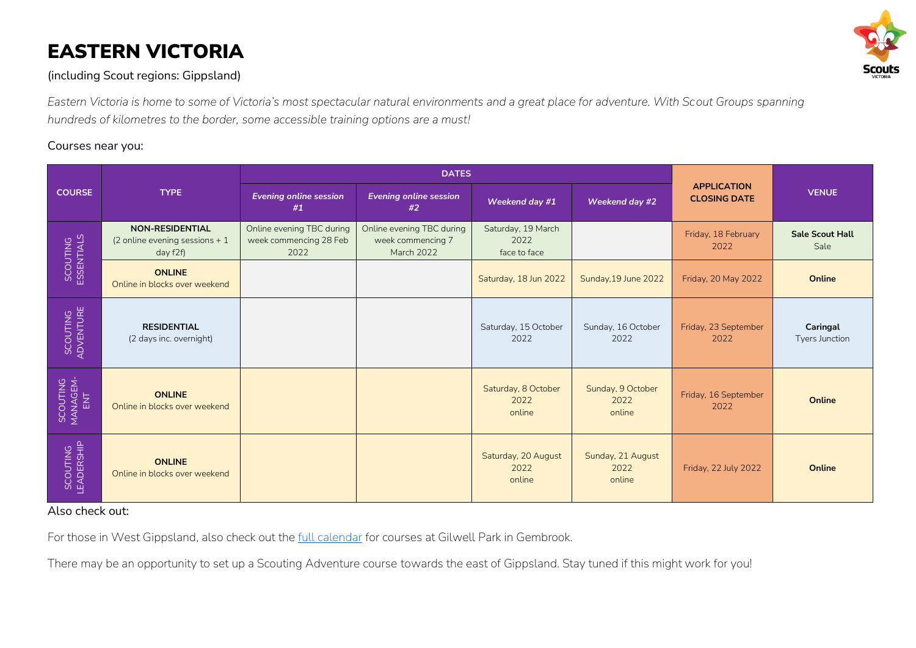# EASTERN VICTORIA

(including Scout regions: Gippsland)

*Eastern Victoria is home to some of Victoria's most spectacular natural environments and a great place for adventure. With Scout Groups spanning hundreds of kilometres to the border, some accessible training options are a must!*

Courses near you:

| COURSE | TYPE | DATES | | | | APPLICATION CLOSING DATE | VENUE |
|---|---|---|---|---|---|---|---|
| | | *Evening online session #1* | *Evening online session #2* | *Weekend day #1* | *Weekend day #2* | | |
| SCOUTING ESSENTIALS | **NON-RESIDENTIAL** (2 online evening sessions + 1 day f2f) | Online evening TBC during week commencing 28 Feb 2022 | Online evening TBC during week commencing 7 March 2022 | Saturday, 19 March 2022 face to face | | Friday, 18 February 2022 | **Sale Scout Hall** Sale |
| | **ONLINE** Online in blocks over weekend | | | Saturday, 18 Jun 2022 | Sunday,19 June 2022 | Friday, 20 May 2022 | **Online** |
| SCOUTING ADVENTURE | **RESIDENTIAL** (2 days inc. overnight) | | | Saturday, 15 October 2022 | Sunday, 16 October 2022 | Friday, 23 September 2022 | **Caringal** Tyers Junction |
| SCOUTING MANAGEM-ENT | **ONLINE** Online in blocks over weekend | | | Saturday, 8 October 2022 online | Sunday, 9 October 2022 online | Friday, 16 September 2022 | **Online** |
| SCOUTING LEADERSHIP | **ONLINE** Online in blocks over weekend | | | Saturday, 20 August 2022 online | Sunday, 21 August 2022 online | Friday, 22 July 2022 | **Online** |

Also check out:

For those in West Gippsland, also check out the full calendar for courses at Gilwell Park in Gembrook.

There may be an opportunity to set up a Scouting Adventure course towards the east of Gippsland. Stay tuned if this might work for you!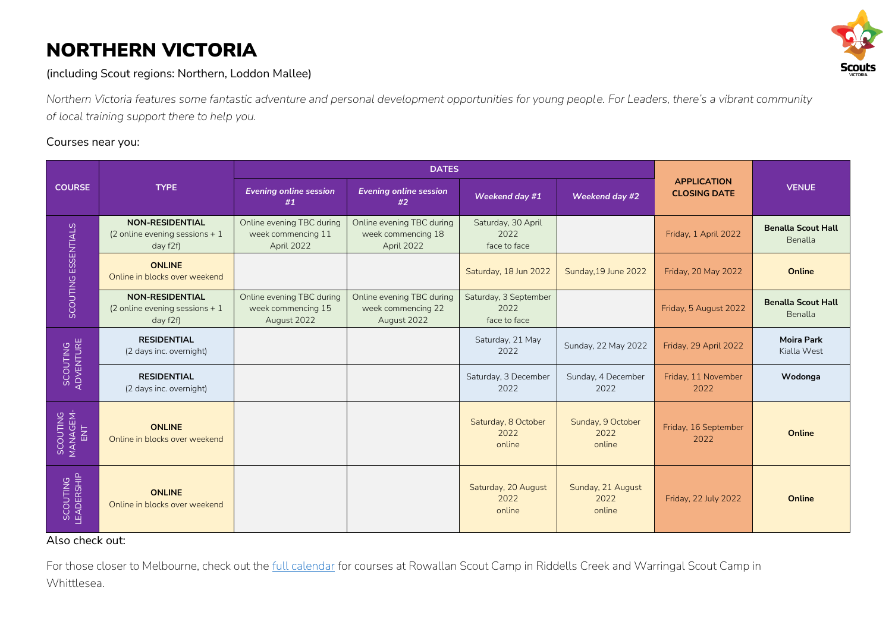# NORTHERN VICTORIA

(including Scout regions: Northern, Loddon Mallee)

*Northern Victoria features some fantastic adventure and personal development opportunities for young people. For Leaders, there's a vibrant community of local training support there to help you.*

Courses near you:

| COURSE | TYPE | DATES | | | | APPLICATION CLOSING DATE | VENUE |
|---|---|---|---|---|---|---|---|
| | | ***Evening online session #1*** | ***Evening online session #2*** | ***Weekend day #1*** | ***Weekend day #2*** | | |
| SCOUTING ESSENTIALS | **NON-RESIDENTIAL** (2 online evening sessions + 1 day f2f) | Online evening TBC during week commencing 11 April 2022 | Online evening TBC during week commencing 18 April 2022 | Saturday, 30 April 2022 face to face | | Friday, 1 April 2022 | **Benalla Scout Hall** Benalla |
| SCOUTING ESSENTIALS | **ONLINE** Online in blocks over weekend | | | Saturday, 18 Jun 2022 | Sunday,19 June 2022 | Friday, 20 May 2022 | **Online** |
| SCOUTING ESSENTIALS | **NON-RESIDENTIAL** (2 online evening sessions + 1 day f2f) | Online evening TBC during week commencing 15 August 2022 | Online evening TBC during week commencing 22 August 2022 | Saturday, 3 September 2022 face to face | | Friday, 5 August 2022 | **Benalla Scout Hall** Benalla |
| SCOUTING ADVENTURE | **RESIDENTIAL** (2 days inc. overnight) | | | Saturday, 21 May 2022 | Sunday, 22 May 2022 | Friday, 29 April 2022 | **Moira Park** Kialla West |
| SCOUTING ADVENTURE | **RESIDENTIAL** (2 days inc. overnight) | | | Saturday, 3 December 2022 | Sunday, 4 December 2022 | Friday, 11 November 2022 | **Wodonga** |
| SCOUTING MANAGEMENT | **ONLINE** Online in blocks over weekend | | | Saturday, 8 October 2022 online | Sunday, 9 October 2022 online | Friday, 16 September 2022 | **Online** |
| SCOUTING LEADERSHIP | **ONLINE** Online in blocks over weekend | | | Saturday, 20 August 2022 online | Sunday, 21 August 2022 online | Friday, 22 July 2022 | **Online** |

Also check out:

For those closer to Melbourne, check out the [full calendar]() for courses at Rowallan Scout Camp in Riddells Creek and Warringal Scout Camp in Whittlesea.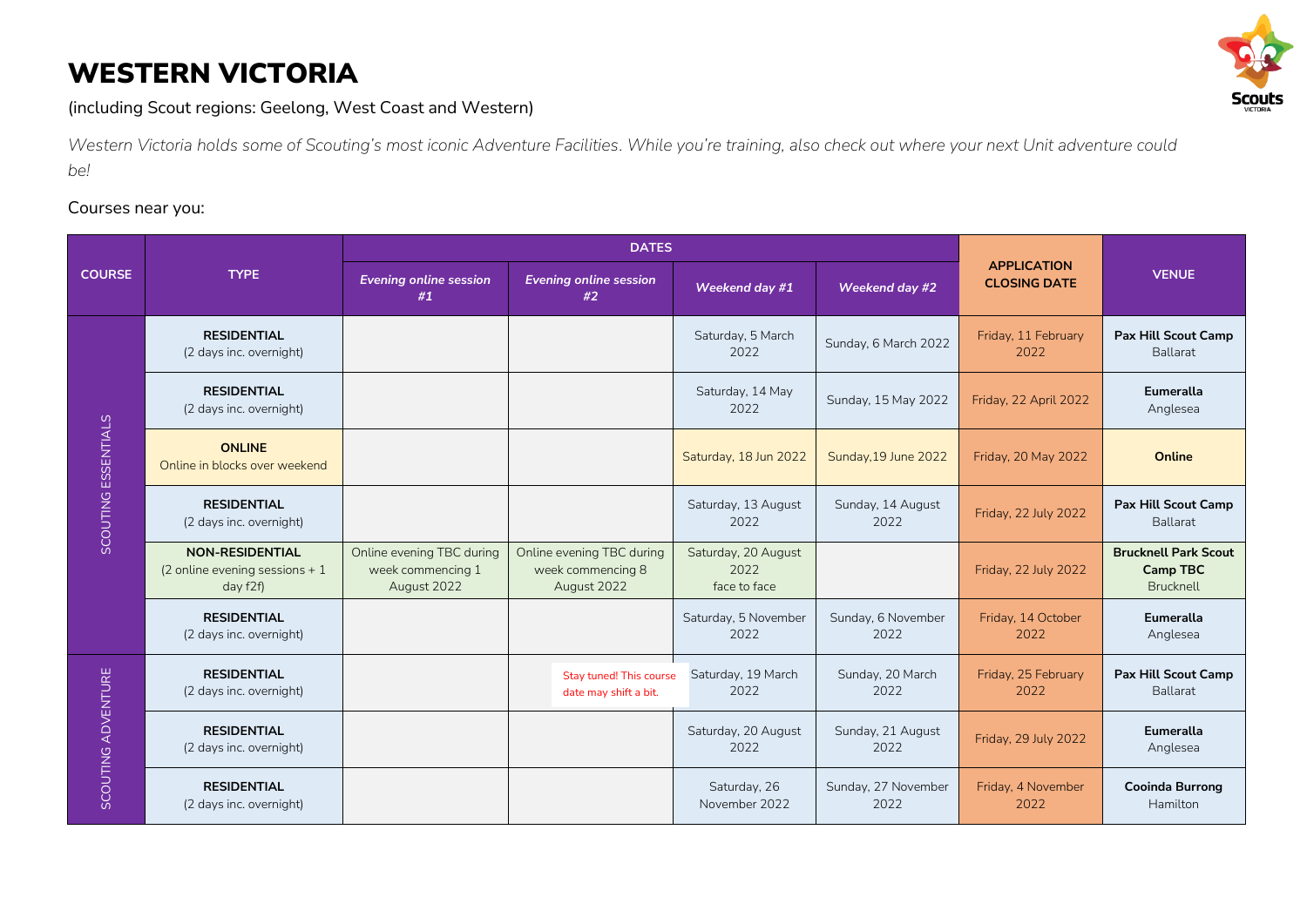# WESTERN VICTORIA

(including Scout regions: Geelong, West Coast and Western)

*Western Victoria holds some of Scouting's most iconic Adventure Facilities. While you're training, also check out where your next Unit adventure could be!*

Courses near you:

| COURSE | TYPE | DATES | | | | APPLICATION CLOSING DATE | VENUE |
|---|---|---|---|---|---|---|---|
| | | *Evening online session #1* | *Evening online session #2* | *Weekend day #1* | *Weekend day #2* | | |
| SCOUTING ESSENTIALS | **RESIDENTIAL** (2 days inc. overnight) | | | Saturday, 5 March 2022 | Sunday, 6 March 2022 | Friday, 11 February 2022 | **Pax Hill Scout Camp** Ballarat |
| SCOUTING ESSENTIALS | **RESIDENTIAL** (2 days inc. overnight) | | | Saturday, 14 May 2022 | Sunday, 15 May 2022 | Friday, 22 April 2022 | **Eumeralla** Anglesea |
| SCOUTING ESSENTIALS | **ONLINE** Online in blocks over weekend | | | Saturday, 18 Jun 2022 | Sunday,19 June 2022 | Friday, 20 May 2022 | **Online** |
| SCOUTING ESSENTIALS | **RESIDENTIAL** (2 days inc. overnight) | | | Saturday, 13 August 2022 | Sunday, 14 August 2022 | Friday, 22 July 2022 | **Pax Hill Scout Camp** Ballarat |
| SCOUTING ESSENTIALS | **NON-RESIDENTIAL** (2 online evening sessions + 1 day f2f) | Online evening TBC during week commencing 1 August 2022 | Online evening TBC during week commencing 8 August 2022 | Saturday, 20 August 2022 face to face | | Friday, 22 July 2022 | **Brucknell Park Scout Camp TBC** Brucknell |
| SCOUTING ESSENTIALS | **RESIDENTIAL** (2 days inc. overnight) | | | Saturday, 5 November 2022 | Sunday, 6 November 2022 | Friday, 14 October 2022 | **Eumeralla** Anglesea |
| SCOUTING ADVENTURE | **RESIDENTIAL** (2 days inc. overnight) | | Stay tuned! This course date may shift a bit. | Saturday, 19 March 2022 | Sunday, 20 March 2022 | Friday, 25 February 2022 | **Pax Hill Scout Camp** Ballarat |
| SCOUTING ADVENTURE | **RESIDENTIAL** (2 days inc. overnight) | | | Saturday, 20 August 2022 | Sunday, 21 August 2022 | Friday, 29 July 2022 | **Eumeralla** Anglesea |
| SCOUTING ADVENTURE | **RESIDENTIAL** (2 days inc. overnight) | | | Saturday, 26 November 2022 | Sunday, 27 November 2022 | Friday, 4 November 2022 | **Cooinda Burrong** Hamilton |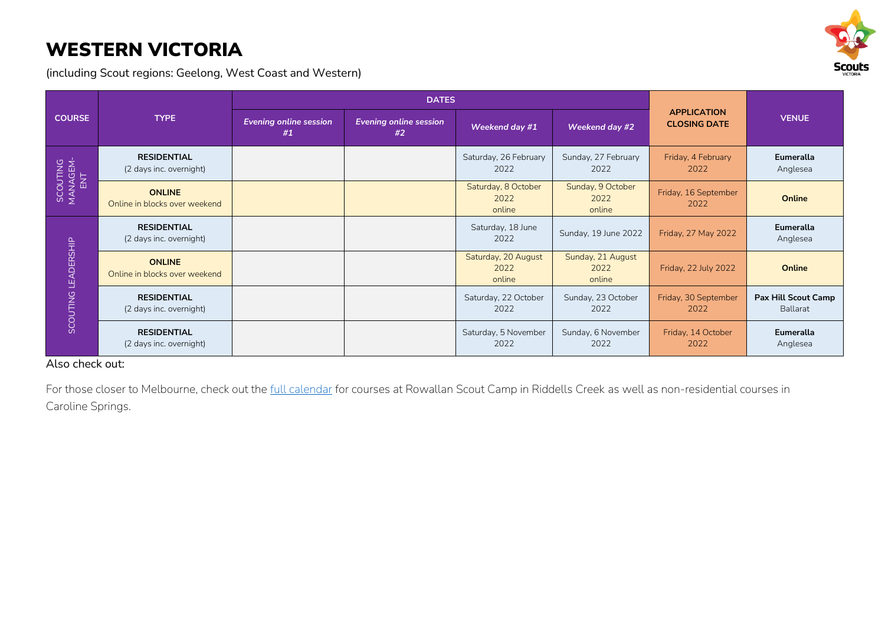# WESTERN VICTORIA

(including Scout regions: Geelong, West Coast and Western)

| COURSE | TYPE | DATES | | | | APPLICATION CLOSING DATE | VENUE |
|---|---|---|---|---|---|---|---|
| | | *Evening online session #1* | *Evening online session #2* | *Weekend day #1* | *Weekend day #2* | | |
| SCOUTING MANAGEMENT | **RESIDENTIAL** (2 days inc. overnight) | | | Saturday, 26 February 2022 | Sunday, 27 February 2022 | Friday, 4 February 2022 | **Eumeralla** Anglesea |
| | **ONLINE** Online in blocks over weekend | | | Saturday, 8 October 2022 online | Sunday, 9 October 2022 online | Friday, 16 September 2022 | **Online** |
| SCOUTING LEADERSHIP | **RESIDENTIAL** (2 days inc. overnight) | | | Saturday, 18 June 2022 | Sunday, 19 June 2022 | Friday, 27 May 2022 | **Eumeralla** Anglesea |
| | **ONLINE** Online in blocks over weekend | | | Saturday, 20 August 2022 online | Sunday, 21 August 2022 online | Friday, 22 July 2022 | **Online** |
| | **RESIDENTIAL** (2 days inc. overnight) | | | Saturday, 22 October 2022 | Sunday, 23 October 2022 | Friday, 30 September 2022 | **Pax Hill Scout Camp** Ballarat |
| | **RESIDENTIAL** (2 days inc. overnight) | | | Saturday, 5 November 2022 | Sunday, 6 November 2022 | Friday, 14 October 2022 | **Eumeralla** Anglesea |

Also check out:

For those closer to Melbourne, check out the full calendar for courses at Rowallan Scout Camp in Riddells Creek as well as non-residential courses in Caroline Springs.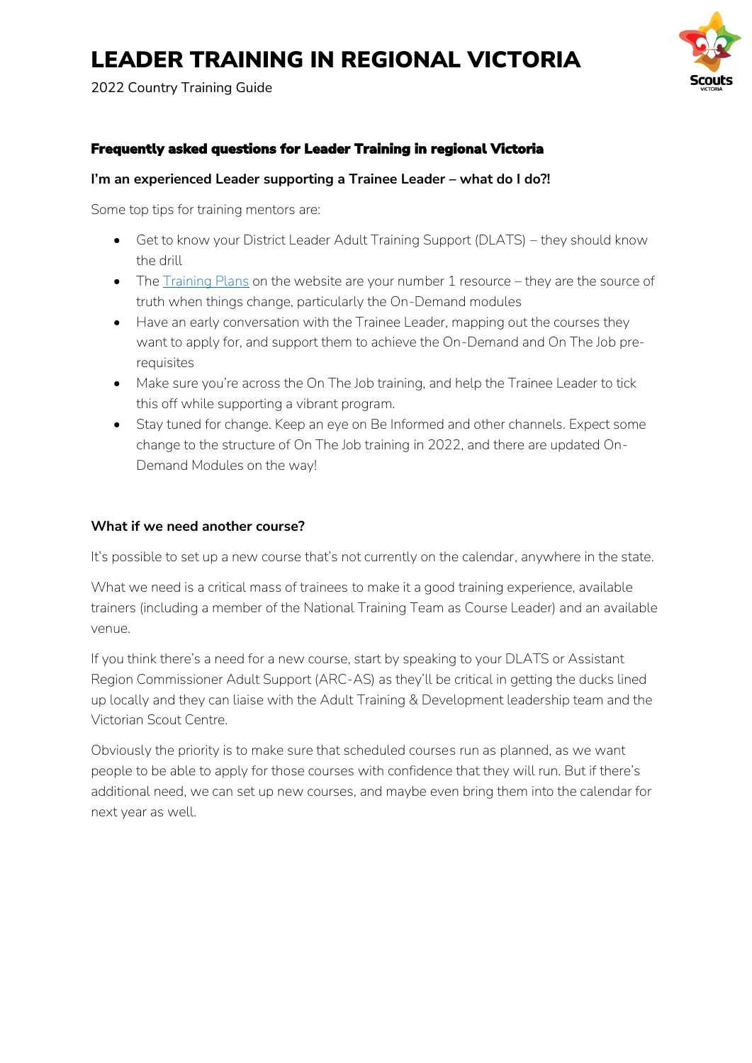## Frequently asked questions for Leader Training in regional Victoria

### I'm an experienced Leader supporting a Trainee Leader – what do I do?!

Some top tips for training mentors are:

- Get to know your District Leader Adult Training Support (DLATS) – they should know the drill
- The Training Plans on the website are your number 1 resource – they are the source of truth when things change, particularly the On-Demand modules
- Have an early conversation with the Trainee Leader, mapping out the courses they want to apply for, and support them to achieve the On-Demand and On The Job pre-requisites
- Make sure you're across the On The Job training, and help the Trainee Leader to tick this off while supporting a vibrant program.
- Stay tuned for change. Keep an eye on Be Informed and other channels. Expect some change to the structure of On The Job training in 2022, and there are updated On-Demand Modules on the way!

### What if we need another course?

It's possible to set up a new course that's not currently on the calendar, anywhere in the state.

What we need is a critical mass of trainees to make it a good training experience, available trainers (including a member of the National Training Team as Course Leader) and an available venue.

If you think there's a need for a new course, start by speaking to your DLATS or Assistant Region Commissioner Adult Support (ARC-AS) as they'll be critical in getting the ducks lined up locally and they can liaise with the Adult Training & Development leadership team and the Victorian Scout Centre.

Obviously the priority is to make sure that scheduled courses run as planned, as we want people to be able to apply for those courses with confidence that they will run. But if there's additional need, we can set up new courses, and maybe even bring them into the calendar for next year as well.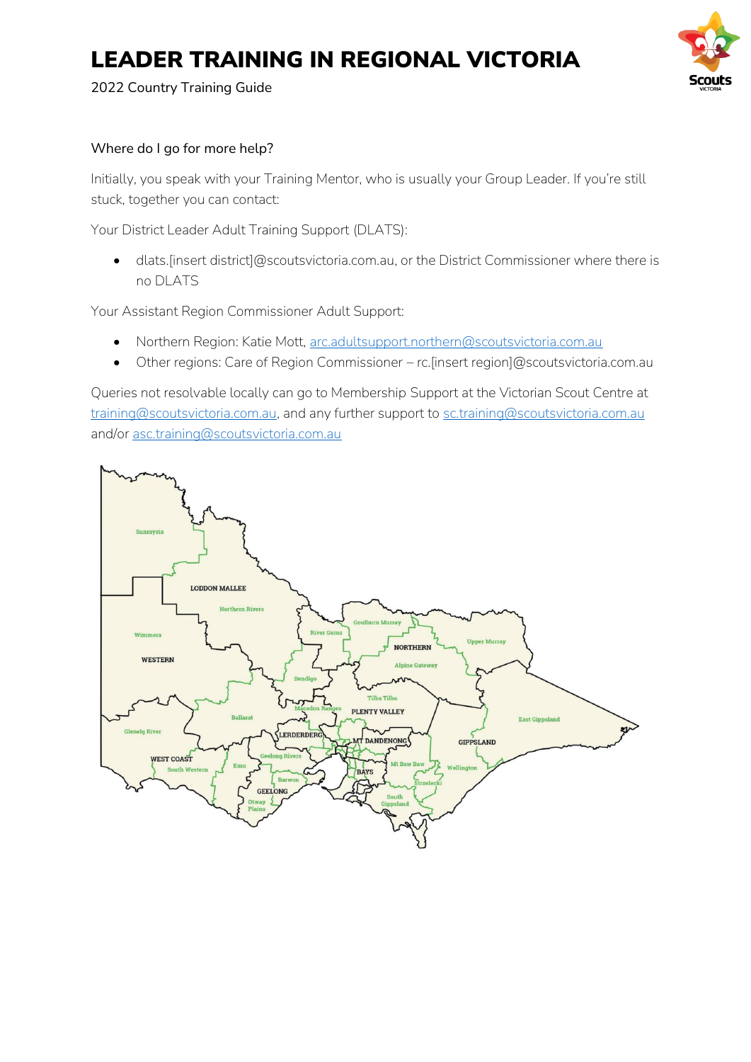Where do I go for more help?

Initially, you speak with your Training Mentor, who is usually your Group Leader. If you're still stuck, together you can contact:

Your District Leader Adult Training Support (DLATS):

- dlats.[insert district]@scoutsvictoria.com.au, or the District Commissioner where there is no DLATS

Your Assistant Region Commissioner Adult Support:

- Northern Region: Katie Mott, arc.adultsupport.northern@scoutsvictoria.com.au
- Other regions: Care of Region Commissioner – rc.[insert region]@scoutsvictoria.com.au

Queries not resolvable locally can go to Membership Support at the Victorian Scout Centre at training@scoutsvictoria.com.au, and any further support to sc.training@scoutsvictoria.com.au and/or asc.training@scoutsvictoria.com.au

Sunraysia
LODDON MALLEE
Northern Rivers
Wimmera
WESTERN
River Gums
Goulburn Murray
NORTHERN
Upper Murray
Alpine Gateway
Bendigo
Tilba Tilba
Macedon Ranges
PLENTY VALLEY
Ballarat
East Gippsland
Glenelg River
LERDERDERG
MT DANDENONG
GIPPSLAND
WEST COAST
Geelong Rivers
South Western
Emu
Mt Baw Baw
BAYS
Wellington
Barwon
Strzelecki
GEELONG
Otway Plains
South Gippsland